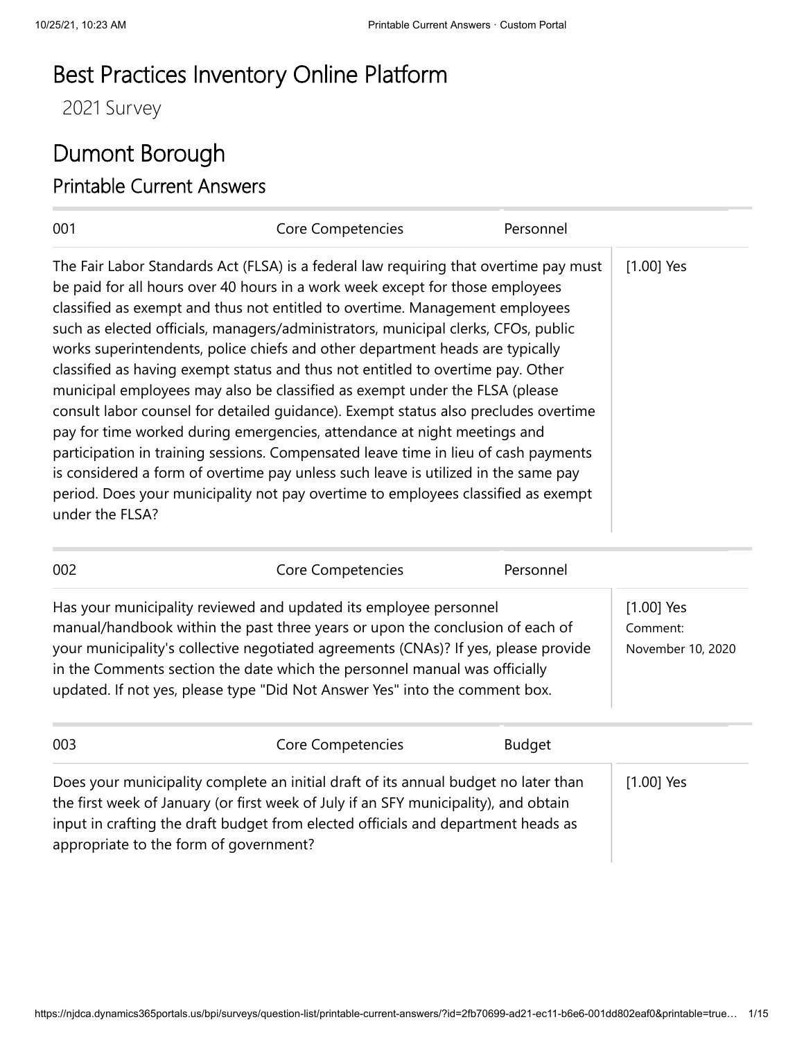# Best Practices Inventory Online Platform

2021 Survey

# Dumont Borough

## Printable Current Answers

| 001 | Core Competencies | Personnel | |
|---|---|---|---|
| The Fair Labor Standards Act (FLSA) is a federal law requiring that overtime pay must be paid for all hours over 40 hours in a work week except for those employees classified as exempt and thus not entitled to overtime. Management employees such as elected officials, managers/administrators, municipal clerks, CFOs, public works superintendents, police chiefs and other department heads are typically classified as having exempt status and thus not entitled to overtime pay. Other municipal employees may also be classified as exempt under the FLSA (please consult labor counsel for detailed guidance). Exempt status also precludes overtime pay for time worked during emergencies, attendance at night meetings and participation in training sessions. Compensated leave time in lieu of cash payments is considered a form of overtime pay unless such leave is utilized in the same pay period. Does your municipality not pay overtime to employees classified as exempt under the FLSA? | | | [1.00] Yes |

| 002 | Core Competencies | Personnel | |
|---|---|---|---|
| Has your municipality reviewed and updated its employee personnel manual/handbook within the past three years or upon the conclusion of each of your municipality's collective negotiated agreements (CNAs)? If yes, please provide in the Comments section the date which the personnel manual was officially updated. If not yes, please type "Did Not Answer Yes" into the comment box. | | | [1.00] Yes<br>Comment:<br>November 10, 2020 |

| 003 | Core Competencies | Budget | |
|---|---|---|---|
| Does your municipality complete an initial draft of its annual budget no later than the first week of January (or first week of July if an SFY municipality), and obtain input in crafting the draft budget from elected officials and department heads as appropriate to the form of government? | | | [1.00] Yes |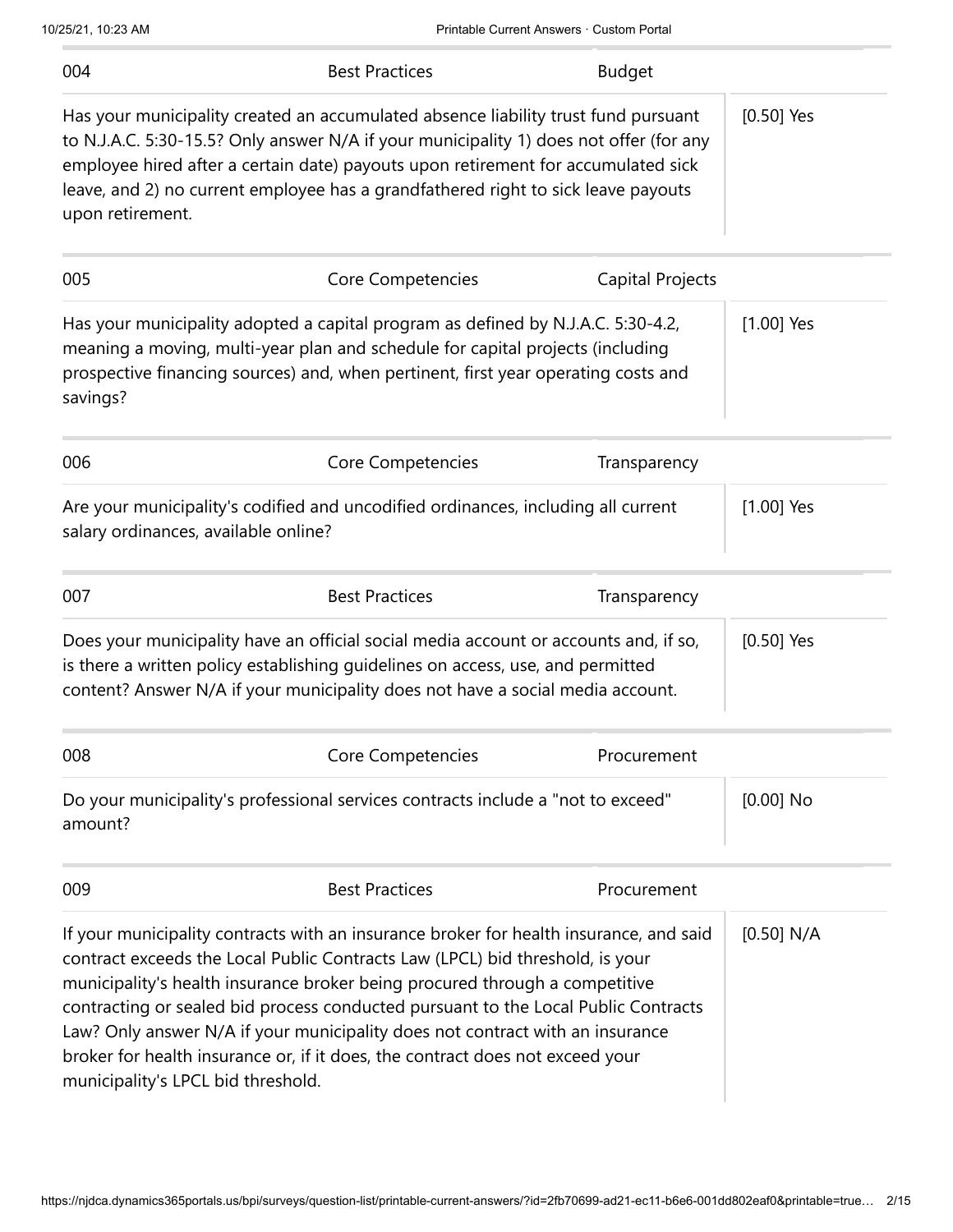| 004 | Best Practices | Budget | |
|---|---|---|---|
| Has your municipality created an accumulated absence liability trust fund pursuant to N.J.A.C. 5:30-15.5? Only answer N/A if your municipality 1) does not offer (for any employee hired after a certain date) payouts upon retirement for accumulated sick leave, and 2) no current employee has a grandfathered right to sick leave payouts upon retirement. | | | [0.50] Yes |

| 005 | Core Competencies | Capital Projects | |
|---|---|---|---|
| Has your municipality adopted a capital program as defined by N.J.A.C. 5:30-4.2, meaning a moving, multi-year plan and schedule for capital projects (including prospective financing sources) and, when pertinent, first year operating costs and savings? | | | [1.00] Yes |

| 006 | Core Competencies | Transparency | |
|---|---|---|---|
| Are your municipality's codified and uncodified ordinances, including all current salary ordinances, available online? | | | [1.00] Yes |

| 007 | Best Practices | Transparency | |
|---|---|---|---|
| Does your municipality have an official social media account or accounts and, if so, is there a written policy establishing guidelines on access, use, and permitted content? Answer N/A if your municipality does not have a social media account. | | | [0.50] Yes |

| 008 | Core Competencies | Procurement | |
|---|---|---|---|
| Do your municipality's professional services contracts include a "not to exceed" amount? | | | [0.00] No |

| 009 | Best Practices | Procurement | |
|---|---|---|---|
| If your municipality contracts with an insurance broker for health insurance, and said contract exceeds the Local Public Contracts Law (LPCL) bid threshold, is your municipality's health insurance broker being procured through a competitive contracting or sealed bid process conducted pursuant to the Local Public Contracts Law? Only answer N/A if your municipality does not contract with an insurance broker for health insurance or, if it does, the contract does not exceed your municipality's LPCL bid threshold. | | | [0.50] N/A |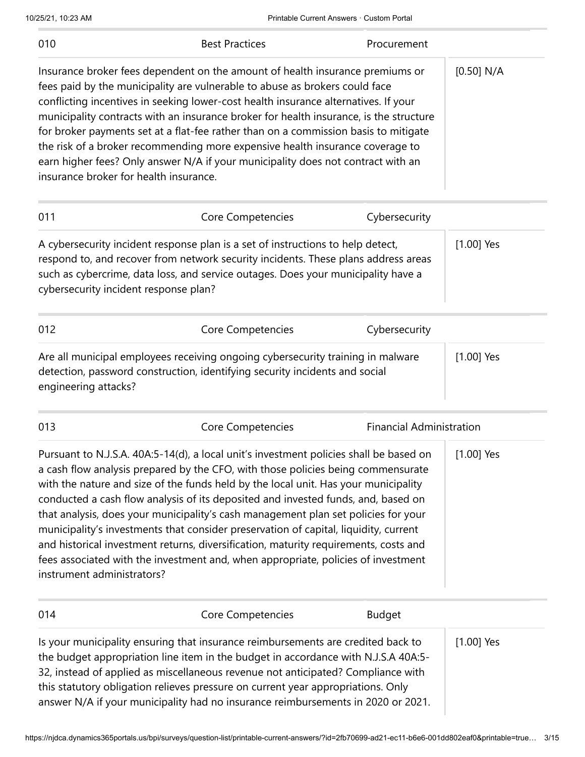| 010 | Best Practices | Procurement | |
|---|---|---|---|
| Insurance broker fees dependent on the amount of health insurance premiums or fees paid by the municipality are vulnerable to abuse as brokers could face conflicting incentives in seeking lower-cost health insurance alternatives. If your municipality contracts with an insurance broker for health insurance, is the structure for broker payments set at a flat-fee rather than on a commission basis to mitigate the risk of a broker recommending more expensive health insurance coverage to earn higher fees? Only answer N/A if your municipality does not contract with an insurance broker for health insurance. | | | [0.50] N/A |

| 011 | Core Competencies | Cybersecurity | |
|---|---|---|---|
| A cybersecurity incident response plan is a set of instructions to help detect, respond to, and recover from network security incidents. These plans address areas such as cybercrime, data loss, and service outages. Does your municipality have a cybersecurity incident response plan? | | | [1.00] Yes |

| 012 | Core Competencies | Cybersecurity | |
|---|---|---|---|
| Are all municipal employees receiving ongoing cybersecurity training in malware detection, password construction, identifying security incidents and social engineering attacks? | | | [1.00] Yes |

| 013 | Core Competencies | Financial Administration | |
|---|---|---|---|
| Pursuant to N.J.S.A. 40A:5-14(d), a local unit's investment policies shall be based on a cash flow analysis prepared by the CFO, with those policies being commensurate with the nature and size of the funds held by the local unit. Has your municipality conducted a cash flow analysis of its deposited and invested funds, and, based on that analysis, does your municipality's cash management plan set policies for your municipality's investments that consider preservation of capital, liquidity, current and historical investment returns, diversification, maturity requirements, costs and fees associated with the investment and, when appropriate, policies of investment instrument administrators? | | | [1.00] Yes |

| 014 | Core Competencies | Budget | |
|---|---|---|---|
| Is your municipality ensuring that insurance reimbursements are credited back to the budget appropriation line item in the budget in accordance with N.J.S.A 40A:5-32, instead of applied as miscellaneous revenue not anticipated? Compliance with this statutory obligation relieves pressure on current year appropriations. Only answer N/A if your municipality had no insurance reimbursements in 2020 or 2021. | | | [1.00] Yes |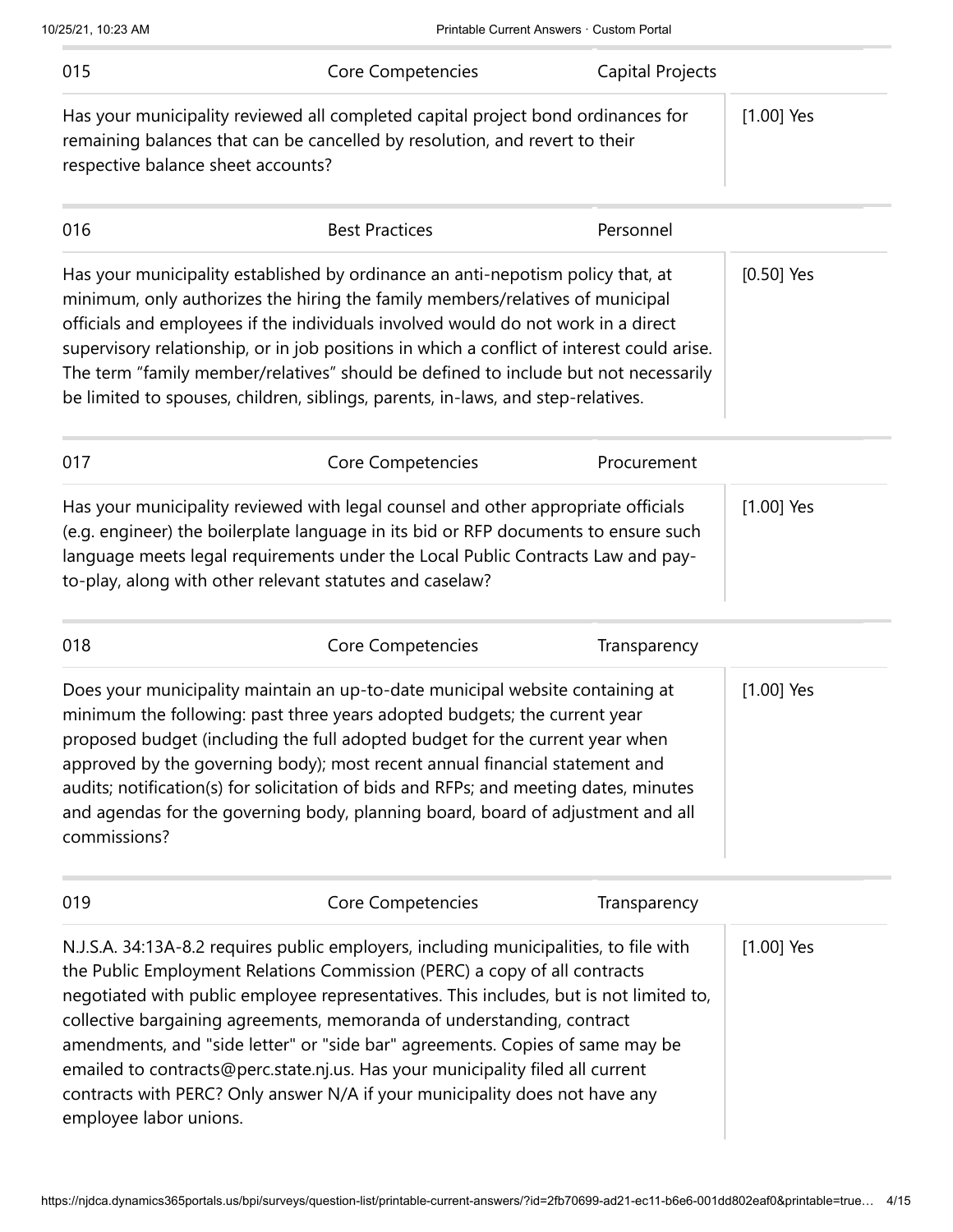| 015 | Core Competencies | Capital Projects | |
|---|---|---|---|
| Has your municipality reviewed all completed capital project bond ordinances for remaining balances that can be cancelled by resolution, and revert to their respective balance sheet accounts? | | | [1.00] Yes |

| 016 | Best Practices | Personnel | |
|---|---|---|---|
| Has your municipality established by ordinance an anti-nepotism policy that, at minimum, only authorizes the hiring the family members/relatives of municipal officials and employees if the individuals involved would do not work in a direct supervisory relationship, or in job positions in which a conflict of interest could arise. The term "family member/relatives" should be defined to include but not necessarily be limited to spouses, children, siblings, parents, in-laws, and step-relatives. | | | [0.50] Yes |

| 017 | Core Competencies | Procurement | |
|---|---|---|---|
| Has your municipality reviewed with legal counsel and other appropriate officials (e.g. engineer) the boilerplate language in its bid or RFP documents to ensure such language meets legal requirements under the Local Public Contracts Law and pay-to-play, along with other relevant statutes and caselaw? | | | [1.00] Yes |

| 018 | Core Competencies | Transparency | |
|---|---|---|---|
| Does your municipality maintain an up-to-date municipal website containing at minimum the following: past three years adopted budgets; the current year proposed budget (including the full adopted budget for the current year when approved by the governing body); most recent annual financial statement and audits; notification(s) for solicitation of bids and RFPs; and meeting dates, minutes and agendas for the governing body, planning board, board of adjustment and all commissions? | | | [1.00] Yes |

| 019 | Core Competencies | Transparency | |
|---|---|---|---|
| N.J.S.A. 34:13A-8.2 requires public employers, including municipalities, to file with the Public Employment Relations Commission (PERC) a copy of all contracts negotiated with public employee representatives. This includes, but is not limited to, collective bargaining agreements, memoranda of understanding, contract amendments, and "side letter" or "side bar" agreements. Copies of same may be emailed to contracts@perc.state.nj.us. Has your municipality filed all current contracts with PERC? Only answer N/A if your municipality does not have any employee labor unions. | | | [1.00] Yes |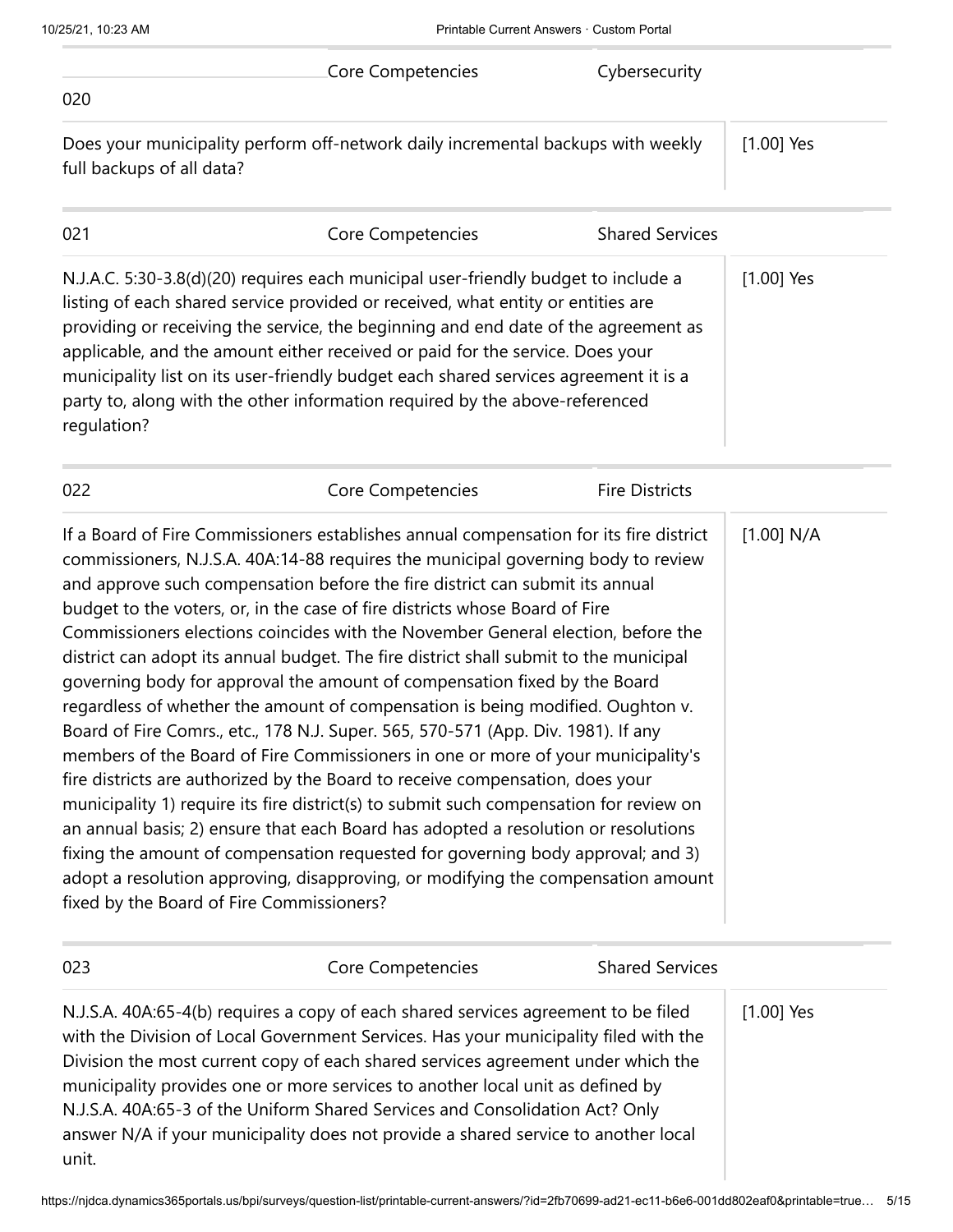| 020 | Core Competencies | Cybersecurity | |
|---|---|---|---|
| Does your municipality perform off-network daily incremental backups with weekly full backups of all data? | | | [1.00] Yes |

| 021 | Core Competencies | Shared Services | |
|---|---|---|---|
| N.J.A.C. 5:30-3.8(d)(20) requires each municipal user-friendly budget to include a listing of each shared service provided or received, what entity or entities are providing or receiving the service, the beginning and end date of the agreement as applicable, and the amount either received or paid for the service. Does your municipality list on its user-friendly budget each shared services agreement it is a party to, along with the other information required by the above-referenced regulation? | | | [1.00] Yes |

| 022 | Core Competencies | Fire Districts | |
|---|---|---|---|
| If a Board of Fire Commissioners establishes annual compensation for its fire district commissioners, N.J.S.A. 40A:14-88 requires the municipal governing body to review and approve such compensation before the fire district can submit its annual budget to the voters, or, in the case of fire districts whose Board of Fire Commissioners elections coincides with the November General election, before the district can adopt its annual budget. The fire district shall submit to the municipal governing body for approval the amount of compensation fixed by the Board regardless of whether the amount of compensation is being modified. Oughton v. Board of Fire Comrs., etc., 178 N.J. Super. 565, 570-571 (App. Div. 1981). If any members of the Board of Fire Commissioners in one or more of your municipality's fire districts are authorized by the Board to receive compensation, does your municipality 1) require its fire district(s) to submit such compensation for review on an annual basis; 2) ensure that each Board has adopted a resolution or resolutions fixing the amount of compensation requested for governing body approval; and 3) adopt a resolution approving, disapproving, or modifying the compensation amount fixed by the Board of Fire Commissioners? | | | [1.00] N/A |

| 023 | Core Competencies | Shared Services | |
|---|---|---|---|
| N.J.S.A. 40A:65-4(b) requires a copy of each shared services agreement to be filed with the Division of Local Government Services. Has your municipality filed with the Division the most current copy of each shared services agreement under which the municipality provides one or more services to another local unit as defined by N.J.S.A. 40A:65-3 of the Uniform Shared Services and Consolidation Act? Only answer N/A if your municipality does not provide a shared service to another local unit. | | | [1.00] Yes |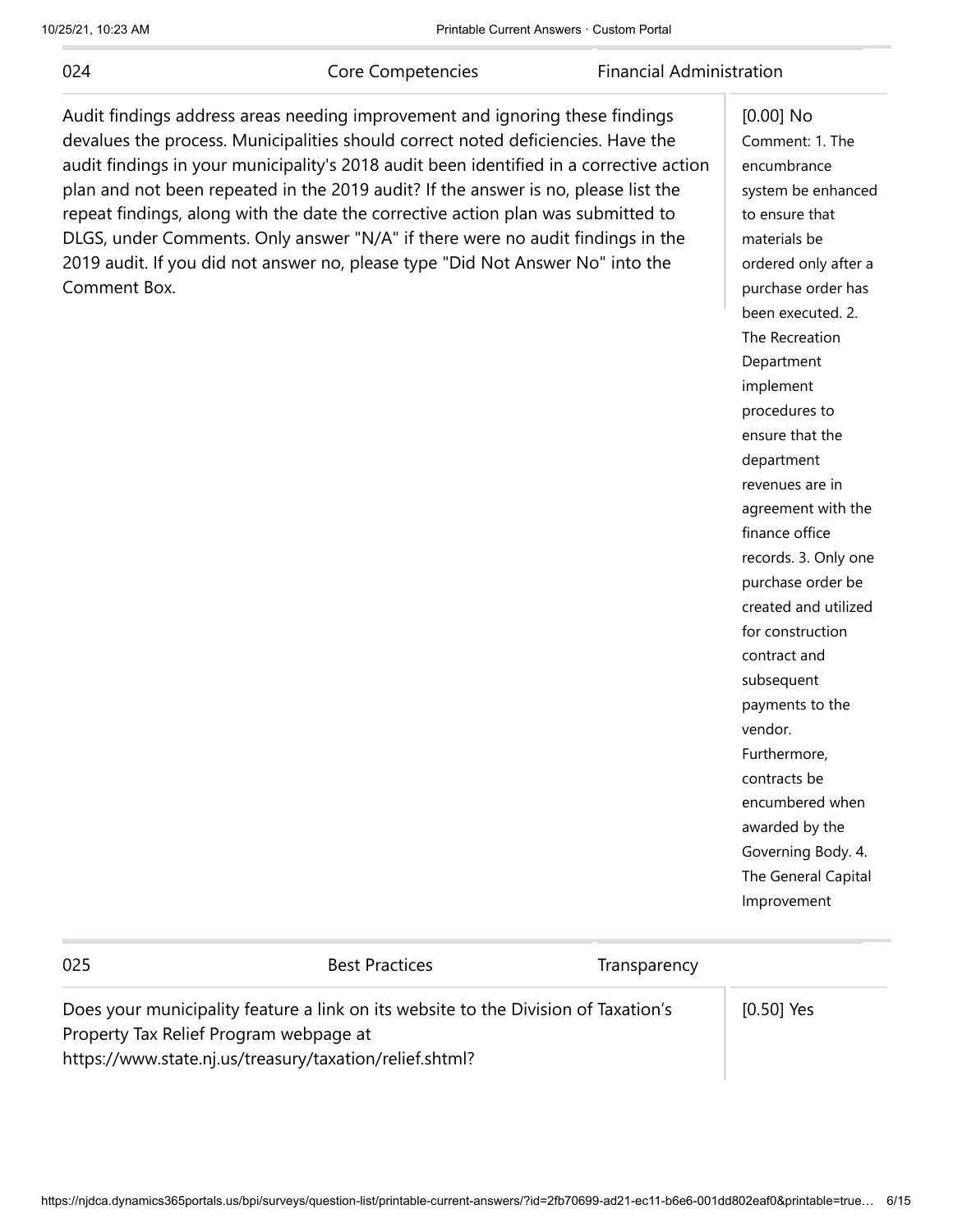| 024 | Core Competencies | Financial Administration | |
| --- | --- | --- | --- |
| Audit findings address areas needing improvement and ignoring these findings devalues the process. Municipalities should correct noted deficiencies. Have the audit findings in your municipality's 2018 audit been identified in a corrective action plan and not been repeated in the 2019 audit? If the answer is no, please list the repeat findings, along with the date the corrective action plan was submitted to DLGS, under Comments. Only answer "N/A" if there were no audit findings in the 2019 audit. If you did not answer no, please type "Did Not Answer No" into the Comment Box. | | | [0.00] No<br>Comment: 1. The encumbrance system be enhanced to ensure that materials be ordered only after a purchase order has been executed. 2. The Recreation Department implement procedures to ensure that the department revenues are in agreement with the finance office records. 3. Only one purchase order be created and utilized for construction contract and subsequent payments to the vendor. Furthermore, contracts be encumbered when awarded by the Governing Body. 4. The General Capital Improvement |

| 025 | Best Practices | Transparency | |
| --- | --- | --- | --- |
| Does your municipality feature a link on its website to the Division of Taxation's Property Tax Relief Program webpage at https://www.state.nj.us/treasury/taxation/relief.shtml? | | | [0.50] Yes |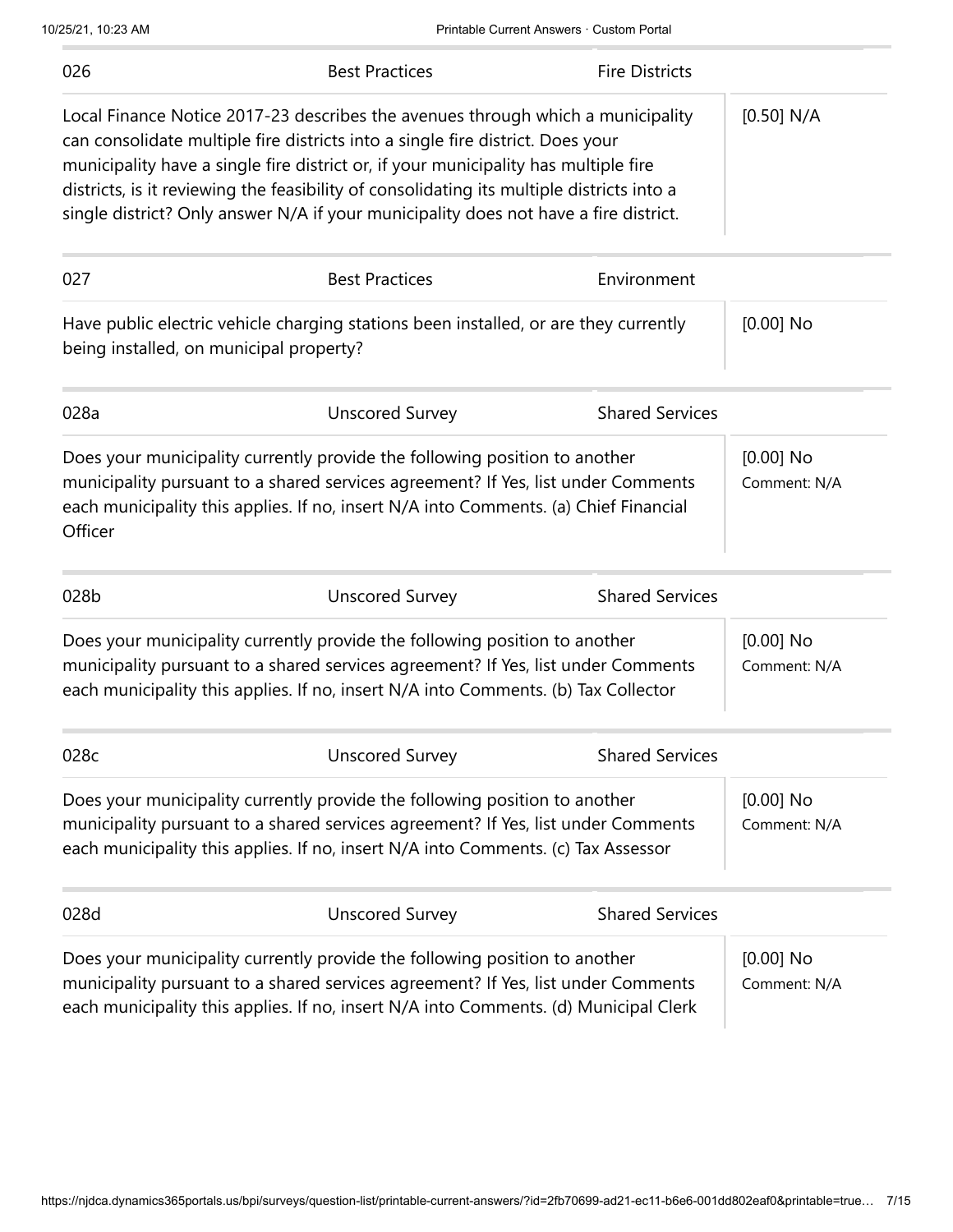| 026 | Best Practices | Fire Districts | |
|---|---|---|---|
| Local Finance Notice 2017-23 describes the avenues through which a municipality can consolidate multiple fire districts into a single fire district. Does your municipality have a single fire district or, if your municipality has multiple fire districts, is it reviewing the feasibility of consolidating its multiple districts into a single district? Only answer N/A if your municipality does not have a fire district. | | | [0.50] N/A |

| 027 | Best Practices | Environment | |
|---|---|---|---|
| Have public electric vehicle charging stations been installed, or are they currently being installed, on municipal property? | | | [0.00] No |

| 028a | Unscored Survey | Shared Services | |
|---|---|---|---|
| Does your municipality currently provide the following position to another municipality pursuant to a shared services agreement? If Yes, list under Comments each municipality this applies. If no, insert N/A into Comments. (a) Chief Financial Officer | | | [0.00] No<br>Comment: N/A |

| 028b | Unscored Survey | Shared Services | |
|---|---|---|---|
| Does your municipality currently provide the following position to another municipality pursuant to a shared services agreement? If Yes, list under Comments each municipality this applies. If no, insert N/A into Comments. (b) Tax Collector | | | [0.00] No<br>Comment: N/A |

| 028c | Unscored Survey | Shared Services | |
|---|---|---|---|
| Does your municipality currently provide the following position to another municipality pursuant to a shared services agreement? If Yes, list under Comments each municipality this applies. If no, insert N/A into Comments. (c) Tax Assessor | | | [0.00] No<br>Comment: N/A |

| 028d | Unscored Survey | Shared Services | |
|---|---|---|---|
| Does your municipality currently provide the following position to another municipality pursuant to a shared services agreement? If Yes, list under Comments each municipality this applies. If no, insert N/A into Comments. (d) Municipal Clerk | | | [0.00] No<br>Comment: N/A |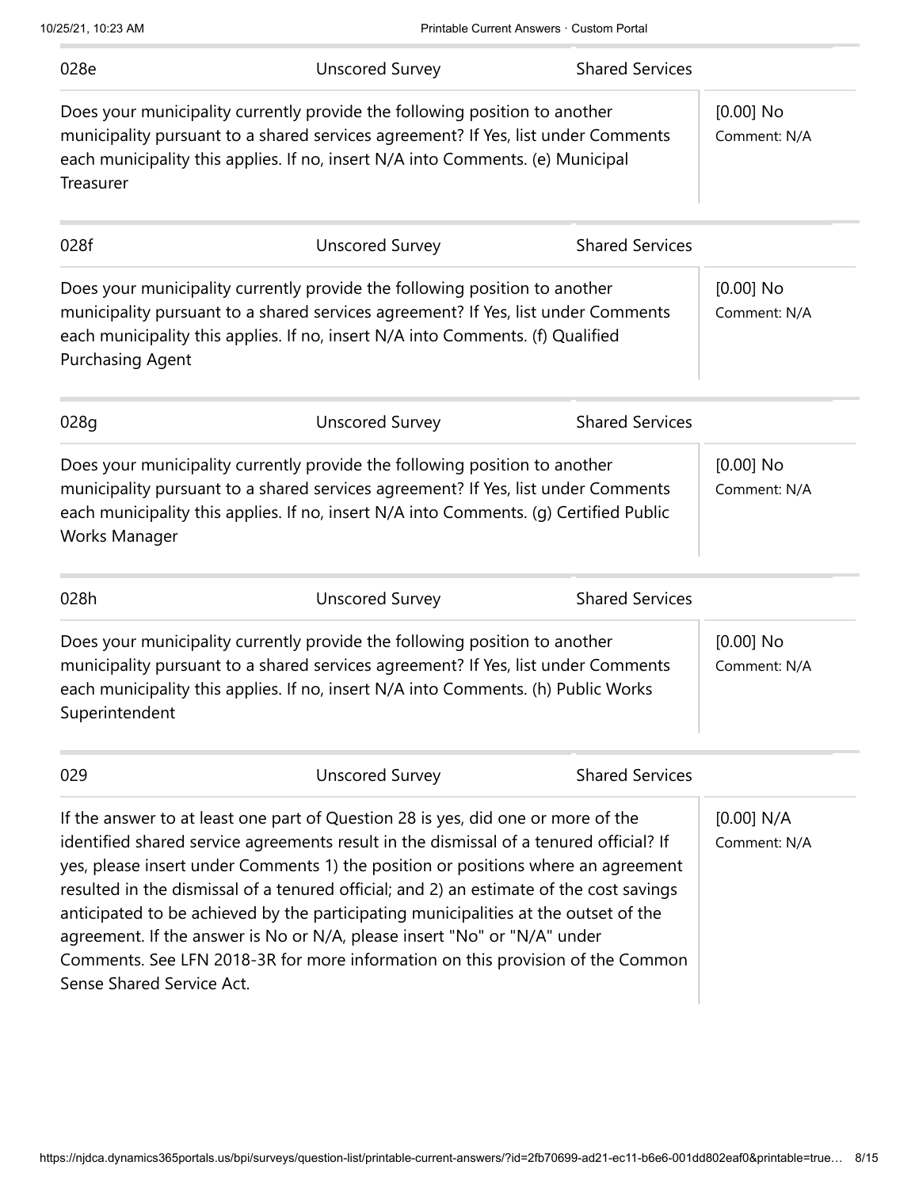| 028e | Unscored Survey | Shared Services |
|---|---|---|
| Does your municipality currently provide the following position to another municipality pursuant to a shared services agreement? If Yes, list under Comments each municipality this applies. If no, insert N/A into Comments. (e) Municipal Treasurer | | [0.00] No<br>Comment: N/A |

| 028f | Unscored Survey | Shared Services |
|---|---|---|
| Does your municipality currently provide the following position to another municipality pursuant to a shared services agreement? If Yes, list under Comments each municipality this applies. If no, insert N/A into Comments. (f) Qualified Purchasing Agent | | [0.00] No<br>Comment: N/A |

| 028g | Unscored Survey | Shared Services |
|---|---|---|
| Does your municipality currently provide the following position to another municipality pursuant to a shared services agreement? If Yes, list under Comments each municipality this applies. If no, insert N/A into Comments. (g) Certified Public Works Manager | | [0.00] No<br>Comment: N/A |

| 028h | Unscored Survey | Shared Services |
|---|---|---|
| Does your municipality currently provide the following position to another municipality pursuant to a shared services agreement? If Yes, list under Comments each municipality this applies. If no, insert N/A into Comments. (h) Public Works Superintendent | | [0.00] No<br>Comment: N/A |

| 029 | Unscored Survey | Shared Services |
|---|---|---|
| If the answer to at least one part of Question 28 is yes, did one or more of the identified shared service agreements result in the dismissal of a tenured official? If yes, please insert under Comments 1) the position or positions where an agreement resulted in the dismissal of a tenured official; and 2) an estimate of the cost savings anticipated to be achieved by the participating municipalities at the outset of the agreement. If the answer is No or N/A, please insert "No" or "N/A" under Comments. See LFN 2018-3R for more information on this provision of the Common Sense Shared Service Act. | | [0.00] N/A<br>Comment: N/A |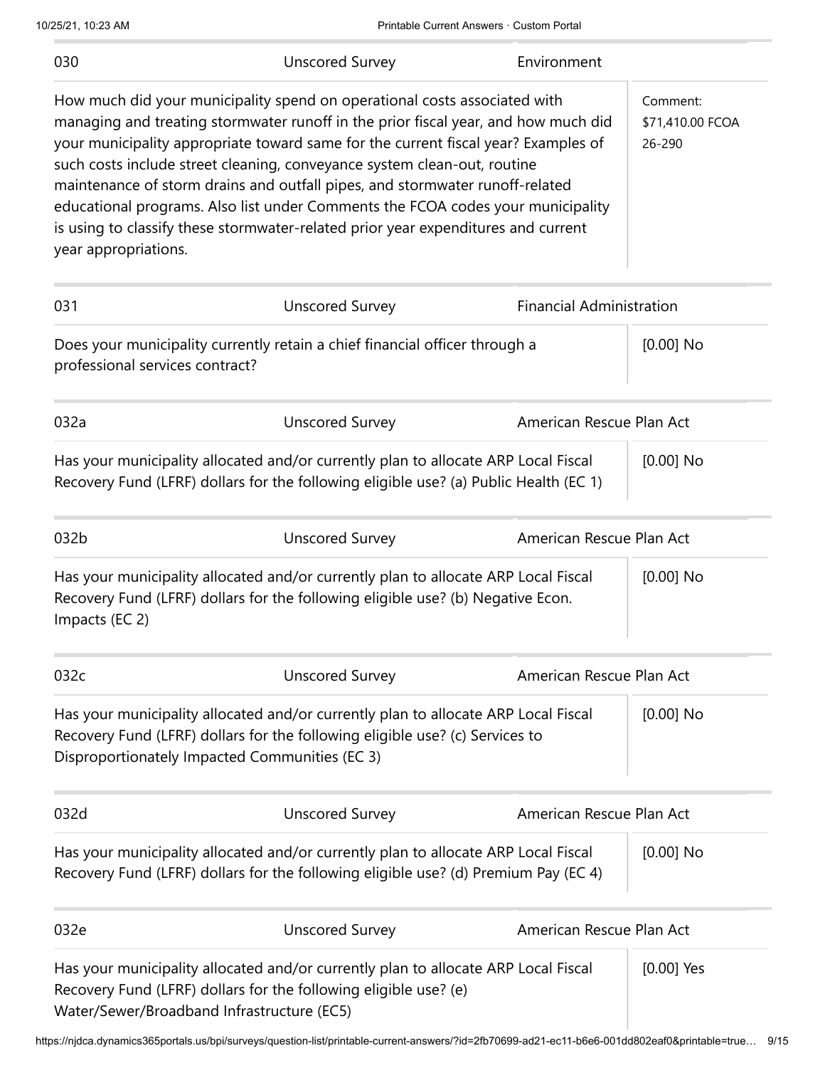| 030 | Unscored Survey | Environment |
|---|---|---|
| How much did your municipality spend on operational costs associated with managing and treating stormwater runoff in the prior fiscal year, and how much did your municipality appropriate toward same for the current fiscal year? Examples of such costs include street cleaning, conveyance system clean-out, routine maintenance of storm drains and outfall pipes, and stormwater runoff-related educational programs. Also list under Comments the FCOA codes your municipality is using to classify these stormwater-related prior year expenditures and current year appropriations. | | Comment: $71,410.00 FCOA 26-290 |

| 031 | Unscored Survey | Financial Administration |
|---|---|---|
| Does your municipality currently retain a chief financial officer through a professional services contract? | | [0.00] No |

| 032a | Unscored Survey | American Rescue Plan Act |
|---|---|---|
| Has your municipality allocated and/or currently plan to allocate ARP Local Fiscal Recovery Fund (LFRF) dollars for the following eligible use? (a) Public Health (EC 1) | | [0.00] No |

| 032b | Unscored Survey | American Rescue Plan Act |
|---|---|---|
| Has your municipality allocated and/or currently plan to allocate ARP Local Fiscal Recovery Fund (LFRF) dollars for the following eligible use? (b) Negative Econ. Impacts (EC 2) | | [0.00] No |

| 032c | Unscored Survey | American Rescue Plan Act |
|---|---|---|
| Has your municipality allocated and/or currently plan to allocate ARP Local Fiscal Recovery Fund (LFRF) dollars for the following eligible use? (c) Services to Disproportionately Impacted Communities (EC 3) | | [0.00] No |

| 032d | Unscored Survey | American Rescue Plan Act |
|---|---|---|
| Has your municipality allocated and/or currently plan to allocate ARP Local Fiscal Recovery Fund (LFRF) dollars for the following eligible use? (d) Premium Pay (EC 4) | | [0.00] No |

| 032e | Unscored Survey | American Rescue Plan Act |
|---|---|---|
| Has your municipality allocated and/or currently plan to allocate ARP Local Fiscal Recovery Fund (LFRF) dollars for the following eligible use? (e) Water/Sewer/Broadband Infrastructure (EC5) | | [0.00] Yes |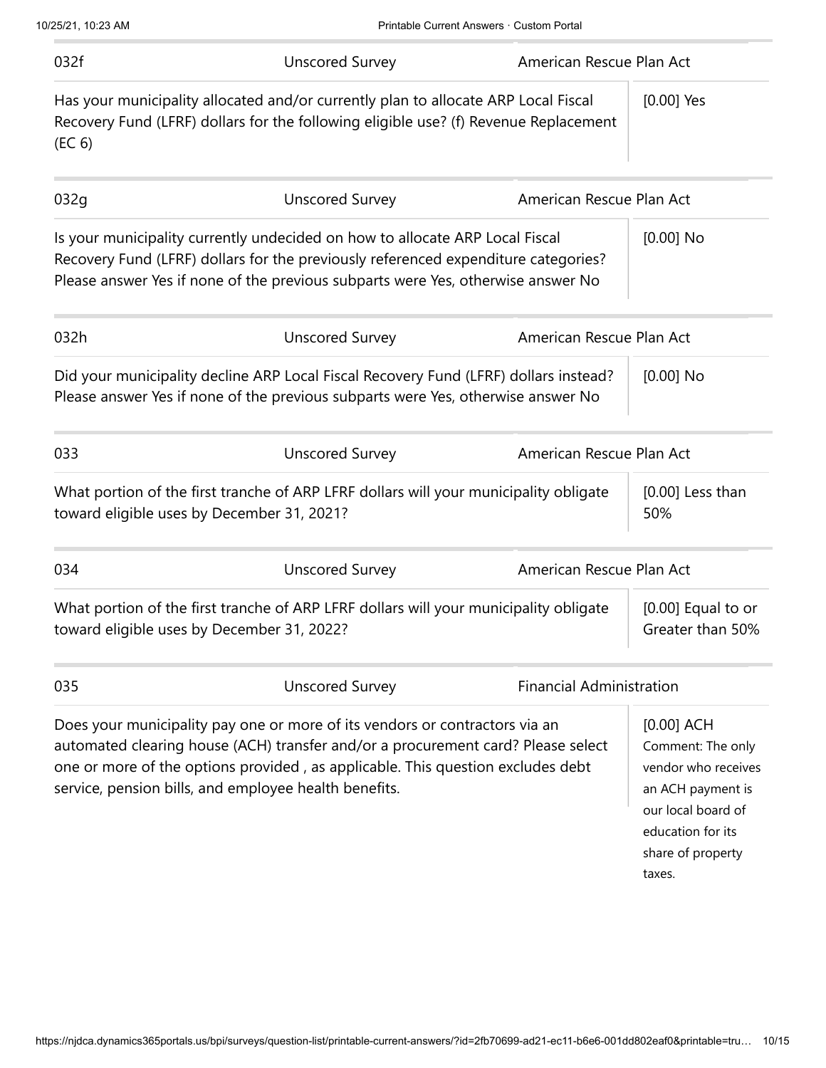| 032f | Unscored Survey | American Rescue Plan Act |
|---|---|---|
| Has your municipality allocated and/or currently plan to allocate ARP Local Fiscal Recovery Fund (LFRF) dollars for the following eligible use? (f) Revenue Replacement (EC 6) | | [0.00] Yes |

| 032g | Unscored Survey | American Rescue Plan Act |
|---|---|---|
| Is your municipality currently undecided on how to allocate ARP Local Fiscal Recovery Fund (LFRF) dollars for the previously referenced expenditure categories? Please answer Yes if none of the previous subparts were Yes, otherwise answer No | | [0.00] No |

| 032h | Unscored Survey | American Rescue Plan Act |
|---|---|---|
| Did your municipality decline ARP Local Fiscal Recovery Fund (LFRF) dollars instead? Please answer Yes if none of the previous subparts were Yes, otherwise answer No | | [0.00] No |

| 033 | Unscored Survey | American Rescue Plan Act |
|---|---|---|
| What portion of the first tranche of ARP LFRF dollars will your municipality obligate toward eligible uses by December 31, 2021? | | [0.00] Less than 50% |

| 034 | Unscored Survey | American Rescue Plan Act |
|---|---|---|
| What portion of the first tranche of ARP LFRF dollars will your municipality obligate toward eligible uses by December 31, 2022? | | [0.00] Equal to or Greater than 50% |

| 035 | Unscored Survey | Financial Administration |
|---|---|---|
| Does your municipality pay one or more of its vendors or contractors via an automated clearing house (ACH) transfer and/or a procurement card? Please select one or more of the options provided , as applicable. This question excludes debt service, pension bills, and employee health benefits. | | [0.00] ACH Comment: The only vendor who receives an ACH payment is our local board of education for its share of property taxes. |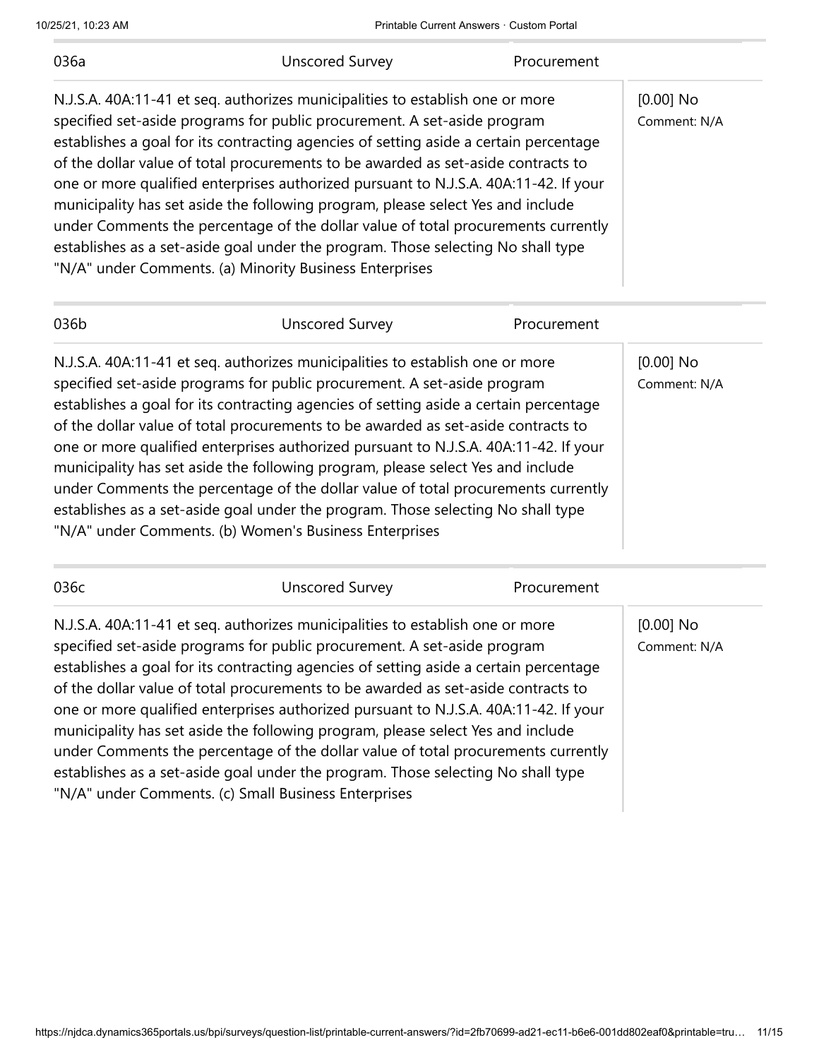| 036a | Unscored Survey | Procurement | |
|---|---|---|---|
| N.J.S.A. 40A:11-41 et seq. authorizes municipalities to establish one or more specified set-aside programs for public procurement. A set-aside program establishes a goal for its contracting agencies of setting aside a certain percentage of the dollar value of total procurements to be awarded as set-aside contracts to one or more qualified enterprises authorized pursuant to N.J.S.A. 40A:11-42. If your municipality has set aside the following program, please select Yes and include under Comments the percentage of the dollar value of total procurements currently establishes as a set-aside goal under the program. Those selecting No shall type "N/A" under Comments. (a) Minority Business Enterprises | | | [0.00] No<br>Comment: N/A |

| 036b | Unscored Survey | Procurement | |
|---|---|---|---|
| N.J.S.A. 40A:11-41 et seq. authorizes municipalities to establish one or more specified set-aside programs for public procurement. A set-aside program establishes a goal for its contracting agencies of setting aside a certain percentage of the dollar value of total procurements to be awarded as set-aside contracts to one or more qualified enterprises authorized pursuant to N.J.S.A. 40A:11-42. If your municipality has set aside the following program, please select Yes and include under Comments the percentage of the dollar value of total procurements currently establishes as a set-aside goal under the program. Those selecting No shall type "N/A" under Comments. (b) Women's Business Enterprises | | | [0.00] No<br>Comment: N/A |

| 036c | Unscored Survey | Procurement | |
|---|---|---|---|
| N.J.S.A. 40A:11-41 et seq. authorizes municipalities to establish one or more specified set-aside programs for public procurement. A set-aside program establishes a goal for its contracting agencies of setting aside a certain percentage of the dollar value of total procurements to be awarded as set-aside contracts to one or more qualified enterprises authorized pursuant to N.J.S.A. 40A:11-42. If your municipality has set aside the following program, please select Yes and include under Comments the percentage of the dollar value of total procurements currently establishes as a set-aside goal under the program. Those selecting No shall type "N/A" under Comments. (c) Small Business Enterprises | | | [0.00] No<br>Comment: N/A |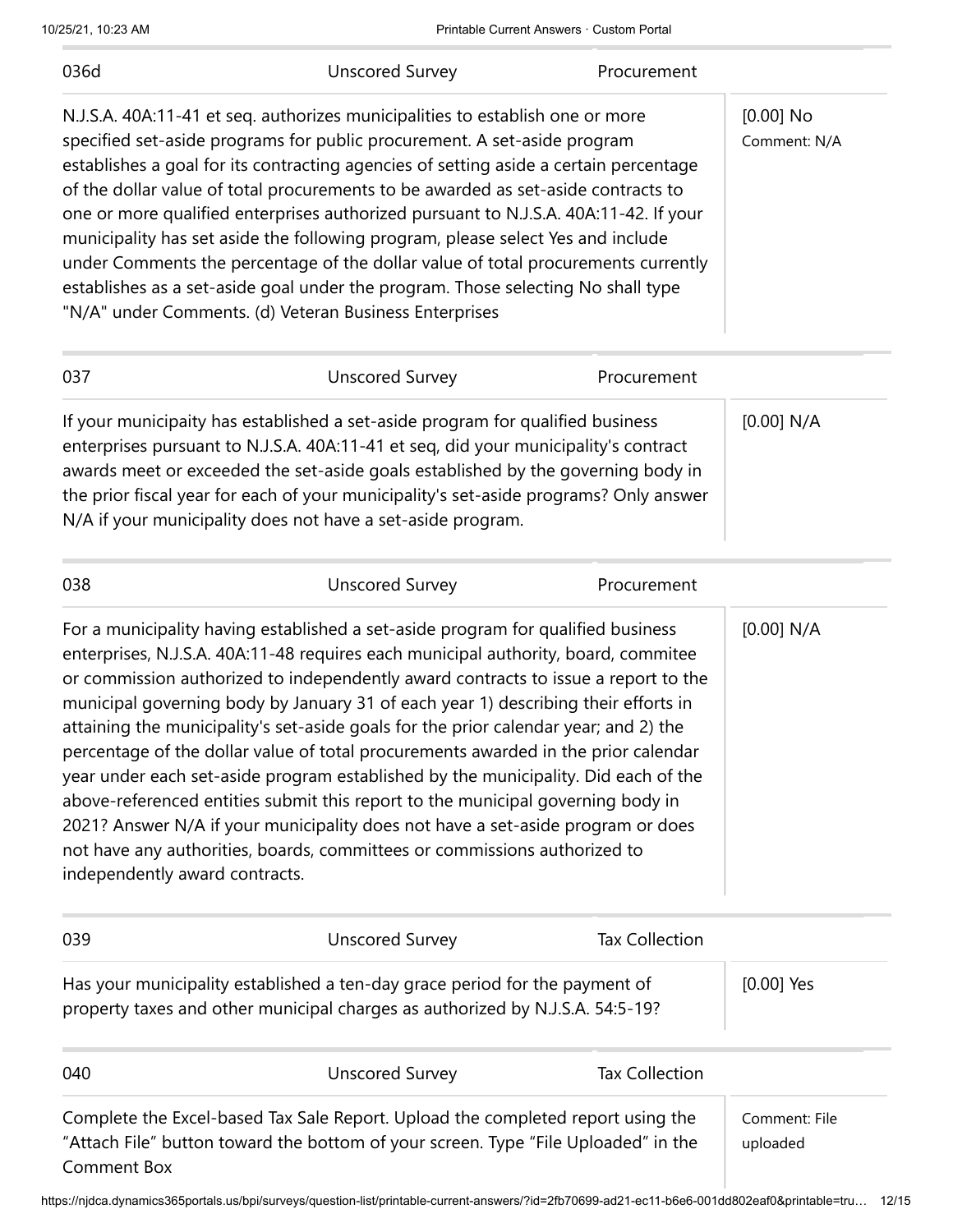| 036d | Unscored Survey | Procurement | |
| --- | --- | --- | --- |
| N.J.S.A. 40A:11-41 et seq. authorizes municipalities to establish one or more specified set-aside programs for public procurement. A set-aside program establishes a goal for its contracting agencies of setting aside a certain percentage of the dollar value of total procurements to be awarded as set-aside contracts to one or more qualified enterprises authorized pursuant to N.J.S.A. 40A:11-42. If your municipality has set aside the following program, please select Yes and include under Comments the percentage of the dollar value of total procurements currently establishes as a set-aside goal under the program. Those selecting No shall type "N/A" under Comments. (d) Veteran Business Enterprises | | | [0.00] No<br>Comment: N/A |

| 037 | Unscored Survey | Procurement | |
| --- | --- | --- | --- |
| If your municipaity has established a set-aside program for qualified business enterprises pursuant to N.J.S.A. 40A:11-41 et seq, did your municipality's contract awards meet or exceeded the set-aside goals established by the governing body in the prior fiscal year for each of your municipality's set-aside programs? Only answer N/A if your municipality does not have a set-aside program. | | | [0.00] N/A |

| 038 | Unscored Survey | Procurement | |
| --- | --- | --- | --- |
| For a municipality having established a set-aside program for qualified business enterprises, N.J.S.A. 40A:11-48 requires each municipal authority, board, commitee or commission authorized to independently award contracts to issue a report to the municipal governing body by January 31 of each year 1) describing their efforts in attaining the municipality's set-aside goals for the prior calendar year; and 2) the percentage of the dollar value of total procurements awarded in the prior calendar year under each set-aside program established by the municipality. Did each of the above-referenced entities submit this report to the municipal governing body in 2021? Answer N/A if your municipality does not have a set-aside program or does not have any authorities, boards, committees or commissions authorized to independently award contracts. | | | [0.00] N/A |

| 039 | Unscored Survey | Tax Collection | |
| --- | --- | --- | --- |
| Has your municipality established a ten-day grace period for the payment of property taxes and other municipal charges as authorized by N.J.S.A. 54:5-19? | | | [0.00] Yes |

| 040 | Unscored Survey | Tax Collection | |
| --- | --- | --- | --- |
| Complete the Excel-based Tax Sale Report. Upload the completed report using the "Attach File" button toward the bottom of your screen. Type "File Uploaded" in the Comment Box | | | Comment: File uploaded |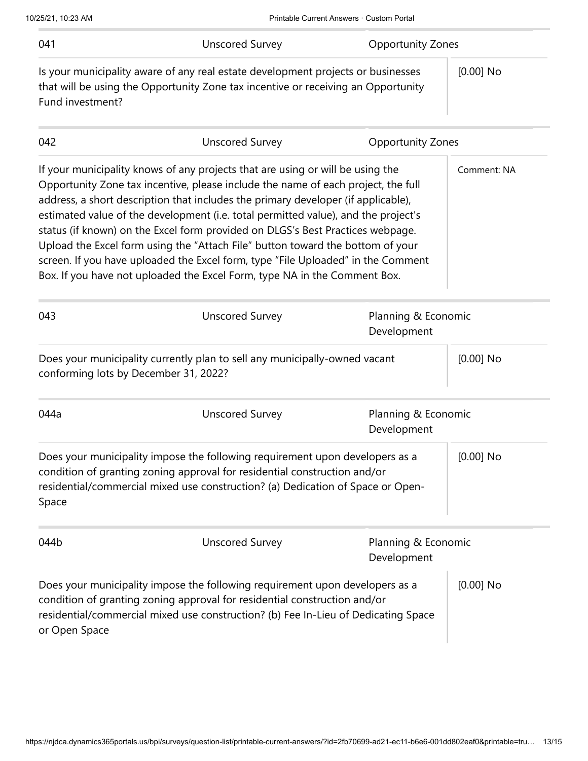| 041 | Unscored Survey | Opportunity Zones |
|---|---|---|
| Is your municipality aware of any real estate development projects or businesses that will be using the Opportunity Zone tax incentive or receiving an Opportunity Fund investment? | | [0.00] No |

| 042 | Unscored Survey | Opportunity Zones |
|---|---|---|
| If your municipality knows of any projects that are using or will be using the Opportunity Zone tax incentive, please include the name of each project, the full address, a short description that includes the primary developer (if applicable), estimated value of the development (i.e. total permitted value), and the project's status (if known) on the Excel form provided on DLGS's Best Practices webpage. Upload the Excel form using the "Attach File" button toward the bottom of your screen. If you have uploaded the Excel form, type "File Uploaded" in the Comment Box. If you have not uploaded the Excel Form, type NA in the Comment Box. | | Comment: NA |

| 043 | Unscored Survey | Planning & Economic Development |
|---|---|---|
| Does your municipality currently plan to sell any municipally-owned vacant conforming lots by December 31, 2022? | | [0.00] No |

| 044a | Unscored Survey | Planning & Economic Development |
|---|---|---|
| Does your municipality impose the following requirement upon developers as a condition of granting zoning approval for residential construction and/or residential/commercial mixed use construction? (a) Dedication of Space or Open-Space | | [0.00] No |

| 044b | Unscored Survey | Planning & Economic Development |
|---|---|---|
| Does your municipality impose the following requirement upon developers as a condition of granting zoning approval for residential construction and/or residential/commercial mixed use construction? (b) Fee In-Lieu of Dedicating Space or Open Space | | [0.00] No |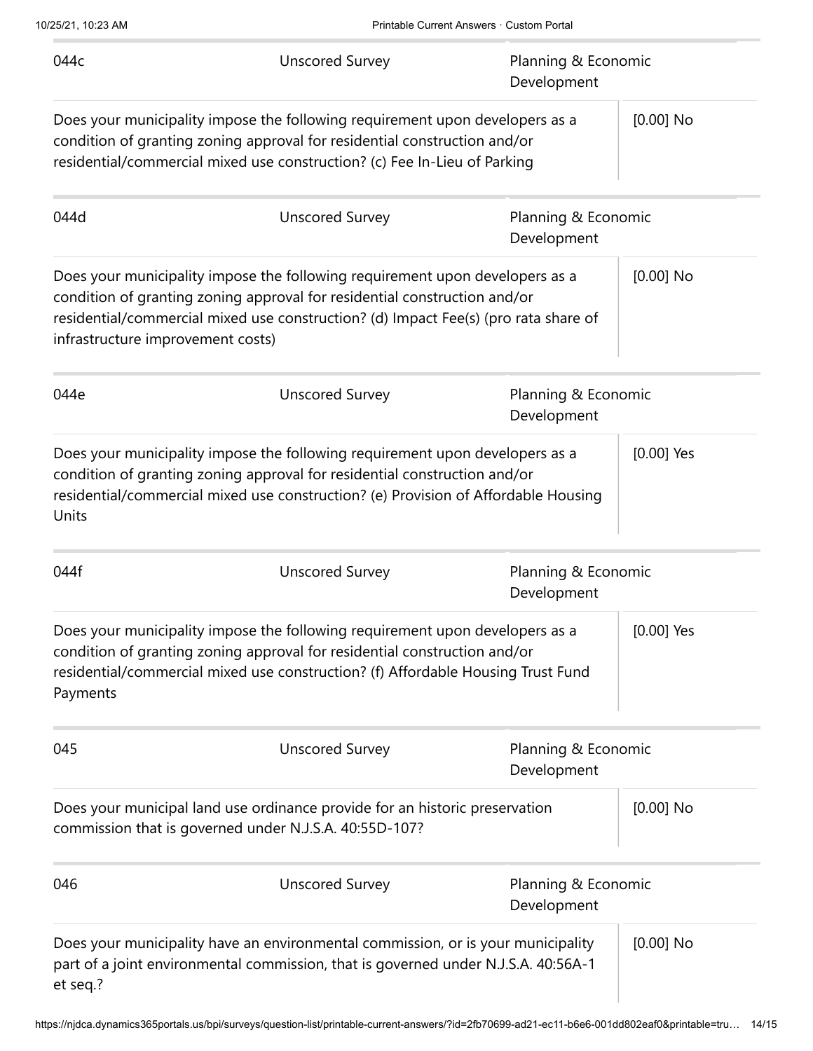| 044c | Unscored Survey | Planning & Economic Development |
| --- | --- | --- |
| Does your municipality impose the following requirement upon developers as a condition of granting zoning approval for residential construction and/or residential/commercial mixed use construction? (c) Fee In-Lieu of Parking | | [0.00] No |

| 044d | Unscored Survey | Planning & Economic Development |
| --- | --- | --- |
| Does your municipality impose the following requirement upon developers as a condition of granting zoning approval for residential construction and/or residential/commercial mixed use construction? (d) Impact Fee(s) (pro rata share of infrastructure improvement costs) | | [0.00] No |

| 044e | Unscored Survey | Planning & Economic Development |
| --- | --- | --- |
| Does your municipality impose the following requirement upon developers as a condition of granting zoning approval for residential construction and/or residential/commercial mixed use construction? (e) Provision of Affordable Housing Units | | [0.00] Yes |

| 044f | Unscored Survey | Planning & Economic Development |
| --- | --- | --- |
| Does your municipality impose the following requirement upon developers as a condition of granting zoning approval for residential construction and/or residential/commercial mixed use construction? (f) Affordable Housing Trust Fund Payments | | [0.00] Yes |

| 045 | Unscored Survey | Planning & Economic Development |
| --- | --- | --- |
| Does your municipal land use ordinance provide for an historic preservation commission that is governed under N.J.S.A. 40:55D-107? | | [0.00] No |

| 046 | Unscored Survey | Planning & Economic Development |
| --- | --- | --- |
| Does your municipality have an environmental commission, or is your municipality part of a joint environmental commission, that is governed under N.J.S.A. 40:56A-1 et seq.? | | [0.00] No |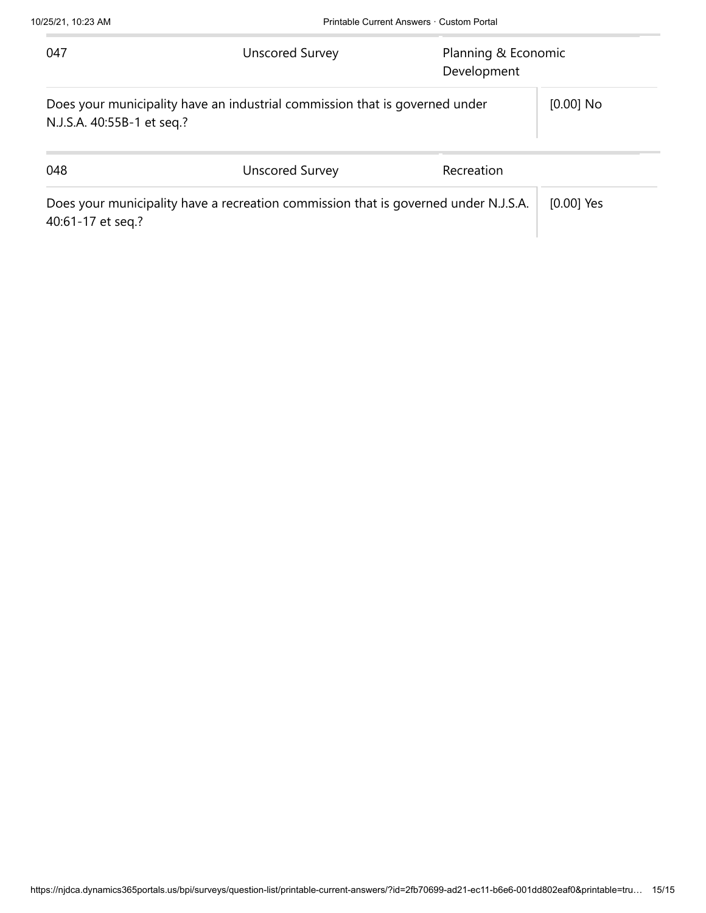| 047 | Unscored Survey | Planning & Economic Development |
|---|---|---|
| Does your municipality have an industrial commission that is governed under N.J.S.A. 40:55B-1 et seq.? | | [0.00] No |

| 048 | Unscored Survey | Recreation |
|---|---|---|
| Does your municipality have a recreation commission that is governed under N.J.S.A. 40:61-17 et seq.? | | [0.00] Yes |